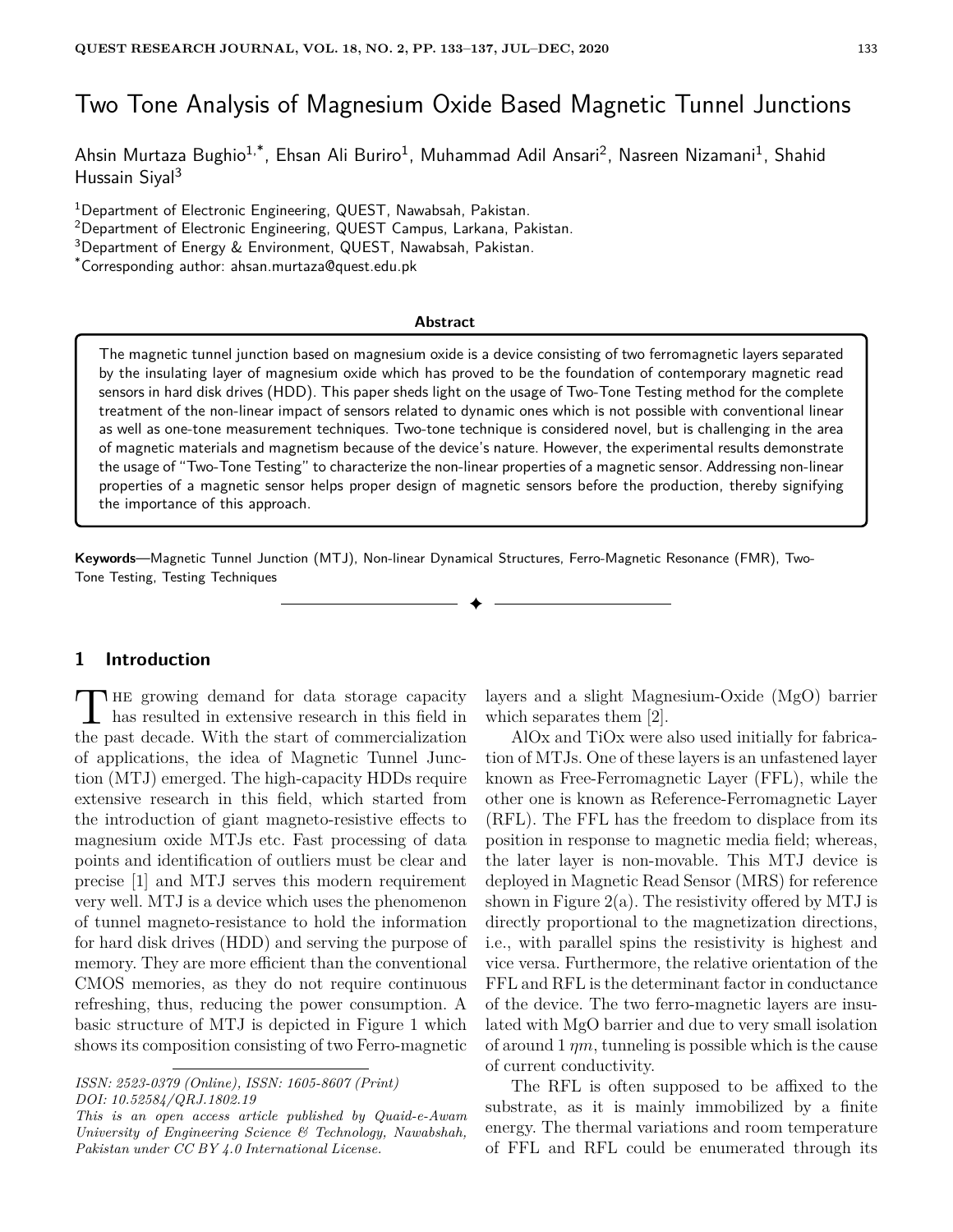# Two Tone Analysis of Magnesium Oxide Based Magnetic Tunnel Junctions

Ahsin Murtaza Bughio[1,*], Ehsan Ali Buriro[1], Muhammad Adil Ansari[2], Nasreen Nizamani[1], Shahid Hussain Siyal[3]

[1]Department of Electronic Engineering, QUEST, Nawabsah, Pakistan.
[2]Department of Electronic Engineering, QUEST Campus, Larkana, Pakistan.
[3]Department of Energy & Environment, QUEST, Nawabsah, Pakistan.
[*]Corresponding author: ahsan.murtaza@quest.edu.pk

**Abstract**

The magnetic tunnel junction based on magnesium oxide is a device consisting of two ferromagnetic layers separated by the insulating layer of magnesium oxide which has proved to be the foundation of contemporary magnetic read sensors in hard disk drives (HDD). This paper sheds light on the usage of Two-Tone Testing method for the complete treatment of the non-linear impact of sensors related to dynamic ones which is not possible with conventional linear as well as one-tone measurement techniques. Two-tone technique is considered novel, but is challenging in the area of magnetic materials and magnetism because of the device's nature. However, the experimental results demonstrate the usage of "Two-Tone Testing" to characterize the non-linear properties of a magnetic sensor. Addressing non-linear properties of a magnetic sensor helps proper design of magnetic sensors before the production, thereby signifying the importance of this approach.

**Keywords**—Magnetic Tunnel Junction (MTJ), Non-linear Dynamical Structures, Ferro-Magnetic Resonance (FMR), Two-Tone Testing, Testing Techniques

## 1 Introduction

The growing demand for data storage capacity has resulted in extensive research in this field in the past decade. With the start of commercialization of applications, the idea of Magnetic Tunnel Junction (MTJ) emerged. The high-capacity HDDs require extensive research in this field, which started from the introduction of giant magneto-resistive effects to magnesium oxide MTJs etc. Fast processing of data points and identification of outliers must be clear and precise [1] and MTJ serves this modern requirement very well. MTJ is a device which uses the phenomenon of tunnel magneto-resistance to hold the information for hard disk drives (HDD) and serving the purpose of memory. They are more efficient than the conventional CMOS memories, as they do not require continuous refreshing, thus, reducing the power consumption. A basic structure of MTJ is depicted in Figure 1 which shows its composition consisting of two Ferro-magnetic layers and a slight Magnesium-Oxide (MgO) barrier which separates them [2].

AlOx and TiOx were also used initially for fabrication of MTJs. One of these layers is an unfastened layer known as Free-Ferromagnetic Layer (FFL), while the other one is known as Reference-Ferromagnetic Layer (RFL). The FFL has the freedom to displace from its position in response to magnetic media field; whereas, the later layer is non-movable. This MTJ device is deployed in Magnetic Read Sensor (MRS) for reference shown in Figure 2(a). The resistivity offered by MTJ is directly proportional to the magnetization directions, i.e., with parallel spins the resistivity is highest and vice versa. Furthermore, the relative orientation of the FFL and RFL is the determinant factor in conductance of the device. The two ferro-magnetic layers are insulated with MgO barrier and due to very small isolation of around 1 $\eta m$, tunneling is possible which is the cause of current conductivity.

The RFL is often supposed to be affixed to the substrate, as it is mainly immobilized by a finite energy. The thermal variations and room temperature of FFL and RFL could be enumerated through its

*ISSN: 2523-0379 (Online), ISSN: 1605-8607 (Print)*
*DOI: 10.52584/QRJ.1802.19*
*This is an open access article published by Quaid-e-Awam University of Engineering Science & Technology, Nawabshah, Pakistan under CC BY 4.0 International License.*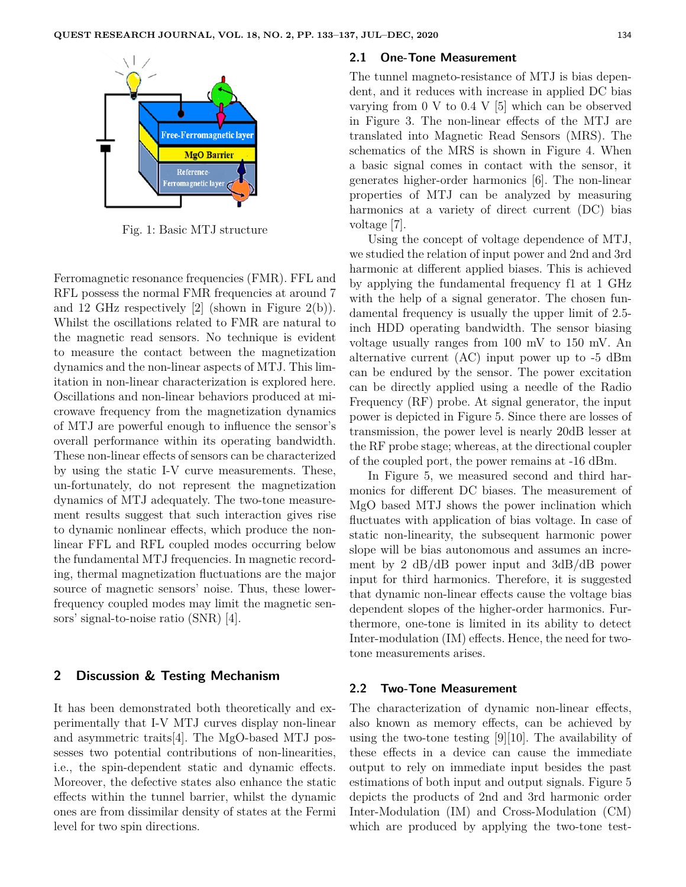Fig. 1: Basic MTJ structure

Ferromagnetic resonance frequencies (FMR). FFL and RFL possess the normal FMR frequencies at around 7 and 12 GHz respectively [2] (shown in Figure 2(b)). Whilst the oscillations related to FMR are natural to the magnetic read sensors. No technique is evident to measure the contact between the magnetization dynamics and the non-linear aspects of MTJ. This limitation in non-linear characterization is explored here. Oscillations and non-linear behaviors produced at microwave frequency from the magnetization dynamics of MTJ are powerful enough to influence the sensor's overall performance within its operating bandwidth. These non-linear effects of sensors can be characterized by using the static I-V curve measurements. These, un-fortunately, do not represent the magnetization dynamics of MTJ adequately. The two-tone measurement results suggest that such interaction gives rise to dynamic nonlinear effects, which produce the non-linear FFL and RFL coupled modes occurring below the fundamental MTJ frequencies. In magnetic recording, thermal magnetization fluctuations are the major source of magnetic sensors' noise. Thus, these lower-frequency coupled modes may limit the magnetic sensors' signal-to-noise ratio (SNR) [4].

## 2 Discussion & Testing Mechanism

It has been demonstrated both theoretically and experimentally that I-V MTJ curves display non-linear and asymmetric traits[4]. The MgO-based MTJ possesses two potential contributions of non-linearities, i.e., the spin-dependent static and dynamic effects. Moreover, the defective states also enhance the static effects within the tunnel barrier, whilst the dynamic ones are from dissimilar density of states at the Fermi level for two spin directions.

### 2.1 One-Tone Measurement

The tunnel magneto-resistance of MTJ is bias dependent, and it reduces with increase in applied DC bias varying from 0 V to 0.4 V [5] which can be observed in Figure 3. The non-linear effects of the MTJ are translated into Magnetic Read Sensors (MRS). The schematics of the MRS is shown in Figure 4. When a basic signal comes in contact with the sensor, it generates higher-order harmonics [6]. The non-linear properties of MTJ can be analyzed by measuring harmonics at a variety of direct current (DC) bias voltage [7].

Using the concept of voltage dependence of MTJ, we studied the relation of input power and 2nd and 3rd harmonic at different applied biases. This is achieved by applying the fundamental frequency f1 at 1 GHz with the help of a signal generator. The chosen fundamental frequency is usually the upper limit of 2.5-inch HDD operating bandwidth. The sensor biasing voltage usually ranges from 100 mV to 150 mV. An alternative current (AC) input power up to -5 dBm can be endured by the sensor. The power excitation can be directly applied using a needle of the Radio Frequency (RF) probe. At signal generator, the input power is depicted in Figure 5. Since there are losses of transmission, the power level is nearly 20dB lesser at the RF probe stage; whereas, at the directional coupler of the coupled port, the power remains at -16 dBm.

In Figure 5, we measured second and third harmonics for different DC biases. The measurement of MgO based MTJ shows the power inclination which fluctuates with application of bias voltage. In case of static non-linearity, the subsequent harmonic power slope will be bias autonomous and assumes an increment by 2 dB/dB power input and 3dB/dB power input for third harmonics. Therefore, it is suggested that dynamic non-linear effects cause the voltage bias dependent slopes of the higher-order harmonics. Furthermore, one-tone is limited in its ability to detect Inter-modulation (IM) effects. Hence, the need for two-tone measurements arises.

### 2.2 Two-Tone Measurement

The characterization of dynamic non-linear effects, also known as memory effects, can be achieved by using the two-tone testing [9][10]. The availability of these effects in a device can cause the immediate output to rely on immediate input besides the past estimations of both input and output signals. Figure 5 depicts the products of 2nd and 3rd harmonic order Inter-Modulation (IM) and Cross-Modulation (CM) which are produced by applying the two-tone test-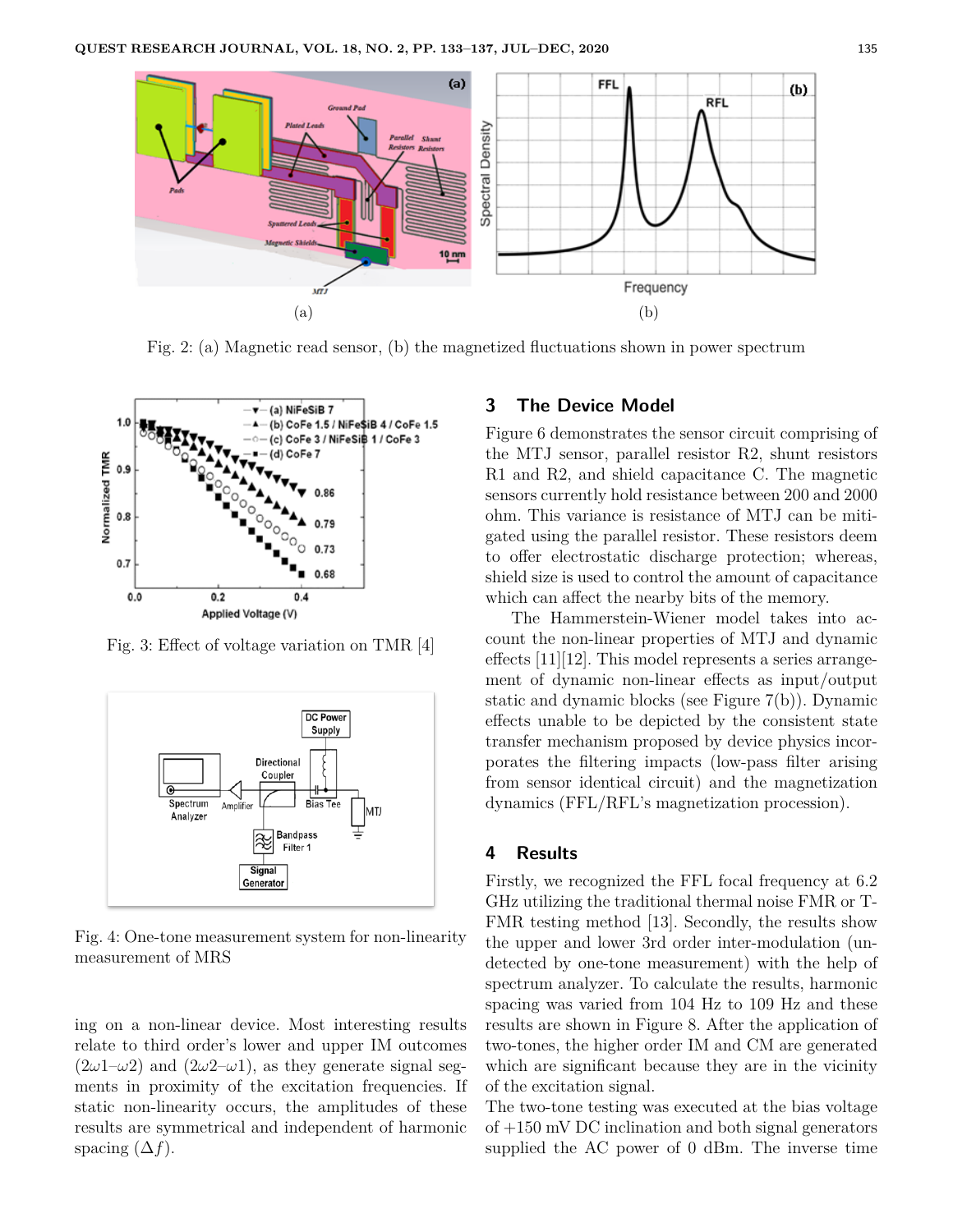Fig. 2: (a) Magnetic read sensor, (b) the magnetized fluctuations shown in power spectrum

Fig. 3: Effect of voltage variation on TMR [4]

Fig. 4: One-tone measurement system for non-linearity measurement of MRS

ing on a non-linear device. Most interesting results relate to third order's lower and upper IM outcomes ($2\omega1$–$\omega2$) and ($2\omega2$–$\omega1$), as they generate signal segments in proximity of the excitation frequencies. If static non-linearity occurs, the amplitudes of these results are symmetrical and independent of harmonic spacing ($\Delta f$).

## 3 The Device Model

Figure 6 demonstrates the sensor circuit comprising of the MTJ sensor, parallel resistor R2, shunt resistors R1 and R2, and shield capacitance C. The magnetic sensors currently hold resistance between 200 and 2000 ohm. This variance is resistance of MTJ can be mitigated using the parallel resistor. These resistors deem to offer electrostatic discharge protection; whereas, shield size is used to control the amount of capacitance which can affect the nearby bits of the memory.

The Hammerstein-Wiener model takes into account the non-linear properties of MTJ and dynamic effects [11][12]. This model represents a series arrangement of dynamic non-linear effects as input/output static and dynamic blocks (see Figure 7(b)). Dynamic effects unable to be depicted by the consistent state transfer mechanism proposed by device physics incorporates the filtering impacts (low-pass filter arising from sensor identical circuit) and the magnetization dynamics (FFL/RFL's magnetization procession).

## 4 Results

Firstly, we recognized the FFL focal frequency at 6.2 GHz utilizing the traditional thermal noise FMR or T-FMR testing method [13]. Secondly, the results show the upper and lower 3rd order inter-modulation (undetected by one-tone measurement) with the help of spectrum analyzer. To calculate the results, harmonic spacing was varied from 104 Hz to 109 Hz and these results are shown in Figure 8. After the application of two-tones, the higher order IM and CM are generated which are significant because they are in the vicinity of the excitation signal.

The two-tone testing was executed at the bias voltage of +150 mV DC inclination and both signal generators supplied the AC power of 0 dBm. The inverse time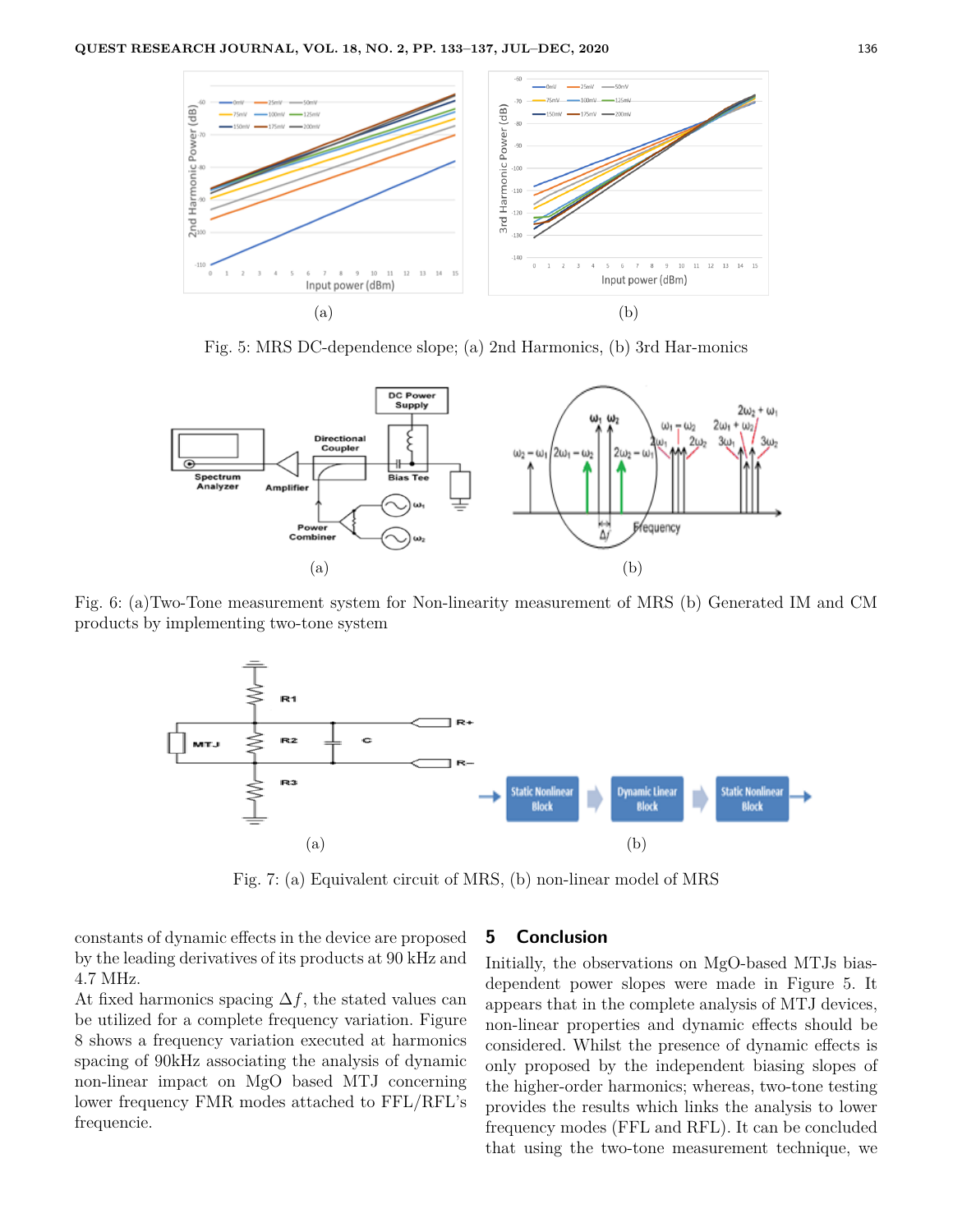Fig. 5: MRS DC-dependence slope; (a) 2nd Harmonics, (b) 3rd Har-monics

Fig. 6: (a)Two-Tone measurement system for Non-linearity measurement of MRS (b) Generated IM and CM products by implementing two-tone system

Fig. 7: (a) Equivalent circuit of MRS, (b) non-linear model of MRS

constants of dynamic effects in the device are proposed by the leading derivatives of its products at 90 kHz and 4.7 MHz.

At fixed harmonics spacing $\Delta f$, the stated values can be utilized for a complete frequency variation. Figure 8 shows a frequency variation executed at harmonics spacing of 90kHz associating the analysis of dynamic non-linear impact on MgO based MTJ concerning lower frequency FMR modes attached to FFL/RFL's frequencie.

## 5 Conclusion

Initially, the observations on MgO-based MTJs bias-dependent power slopes were made in Figure 5. It appears that in the complete analysis of MTJ devices, non-linear properties and dynamic effects should be considered. Whilst the presence of dynamic effects is only proposed by the independent biasing slopes of the higher-order harmonics; whereas, two-tone testing provides the results which links the analysis to lower frequency modes (FFL and RFL). It can be concluded that using the two-tone measurement technique, we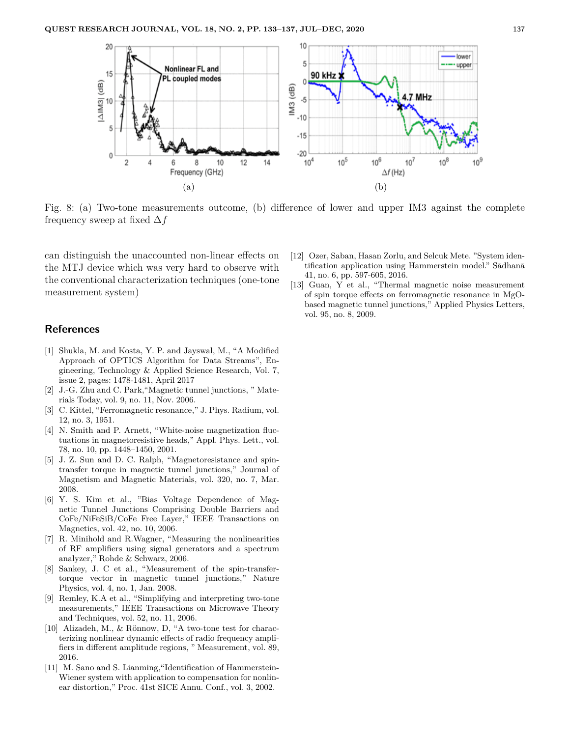(a)

20
15
10
5
0
|ΔIM3| (dB)
2
4
6
8
10
12
14
Frequency (GHz)
Nonlinear FL and
PL coupled modes

(b)

10
5
0
-5
-10
-15
-20
IM3 (dB)
$10^4$
$10^5$
$10^6$
$10^7$
$10^8$
$10^9$
Δf (Hz)
90 kHz
4.7 MHz
lower
upper

Fig. 8: (a) Two-tone measurements outcome, (b) difference of lower and upper IM3 against the complete frequency sweep at fixed $\Delta f$

can distinguish the unaccounted non-linear effects on the MTJ device which was very hard to observe with the conventional characterization techniques (one-tone measurement system)

## References

[1] Shukla, M. and Kosta, Y. P. and Jayswal, M., "A Modified Approach of OPTICS Algorithm for Data Streams", Engineering, Technology & Applied Science Research, Vol. 7, issue 2, pages: 1478-1481, April 2017

[2] J.-G. Zhu and C. Park,"Magnetic tunnel junctions, " Materials Today, vol. 9, no. 11, Nov. 2006.

[3] C. Kittel, "Ferromagnetic resonance," J. Phys. Radium, vol. 12, no. 3, 1951.

[4] N. Smith and P. Arnett, "White-noise magnetization fluctuations in magnetoresistive heads," Appl. Phys. Lett., vol. 78, no. 10, pp. 1448–1450, 2001.

[5] J. Z. Sun and D. C. Ralph, "Magnetoresistance and spin-transfer torque in magnetic tunnel junctions," Journal of Magnetism and Magnetic Materials, vol. 320, no. 7, Mar. 2008.

[6] Y. S. Kim et al., "Bias Voltage Dependence of Magnetic Tunnel Junctions Comprising Double Barriers and CoFe/NiFeSiB/CoFe Free Layer," IEEE Transactions on Magnetics, vol. 42, no. 10, 2006.

[7] R. Minihold and R.Wagner, "Measuring the nonlinearities of RF amplifiers using signal generators and a spectrum analyzer," Rohde & Schwarz, 2006.

[8] Sankey, J. C et al., "Measurement of the spin-transfer-torque vector in magnetic tunnel junctions," Nature Physics, vol. 4, no. 1, Jan. 2008.

[9] Remley, K.A et al., "Simplifying and interpreting two-tone measurements," IEEE Transactions on Microwave Theory and Techniques, vol. 52, no. 11, 2006.

[10] Alizadeh, M., & Rönnow, D, "A two-tone test for characterizing nonlinear dynamic effects of radio frequency amplifiers in different amplitude regions, " Measurement, vol. 89, 2016.

[11] M. Sano and S. Lianming,"Identification of Hammerstein-Wiener system with application to compensation for nonlinear distortion," Proc. 41st SICE Annu. Conf., vol. 3, 2002.

[12] Ozer, Saban, Hasan Zorlu, and Selcuk Mete. "System identification application using Hammerstein model." Sādhanā 41, no. 6, pp. 597-605, 2016.

[13] Guan, Y et al., "Thermal magnetic noise measurement of spin torque effects on ferromagnetic resonance in MgO-based magnetic tunnel junctions," Applied Physics Letters, vol. 95, no. 8, 2009.